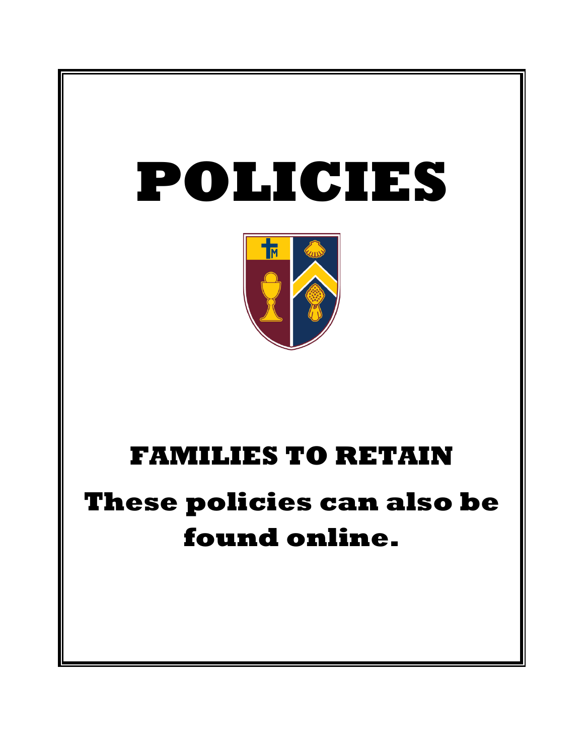# POLICIES

## FAMILIES TO RETAIN

## These policies can also be found online.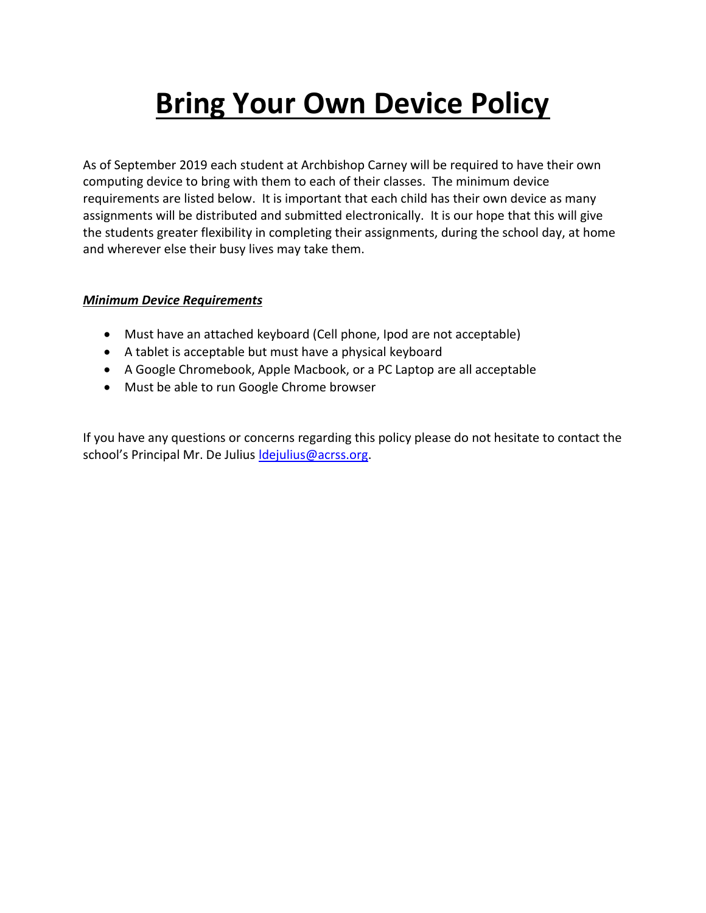# Bring Your Own Device Policy

As of September 2019 each student at Archbishop Carney will be required to have their own computing device to bring with them to each of their classes. The minimum device requirements are listed below. It is important that each child has their own device as many assignments will be distributed and submitted electronically. It is our hope that this will give the students greater flexibility in completing their assignments, during the school day, at home and wherever else their busy lives may take them.

***Minimum Device Requirements***

- Must have an attached keyboard (Cell phone, Ipod are not acceptable)
- A tablet is acceptable but must have a physical keyboard
- A Google Chromebook, Apple Macbook, or a PC Laptop are all acceptable
- Must be able to run Google Chrome browser

If you have any questions or concerns regarding this policy please do not hesitate to contact the school's Principal Mr. De Julius [ldejulius@acrss.org](mailto:ldejulius@acrss.org).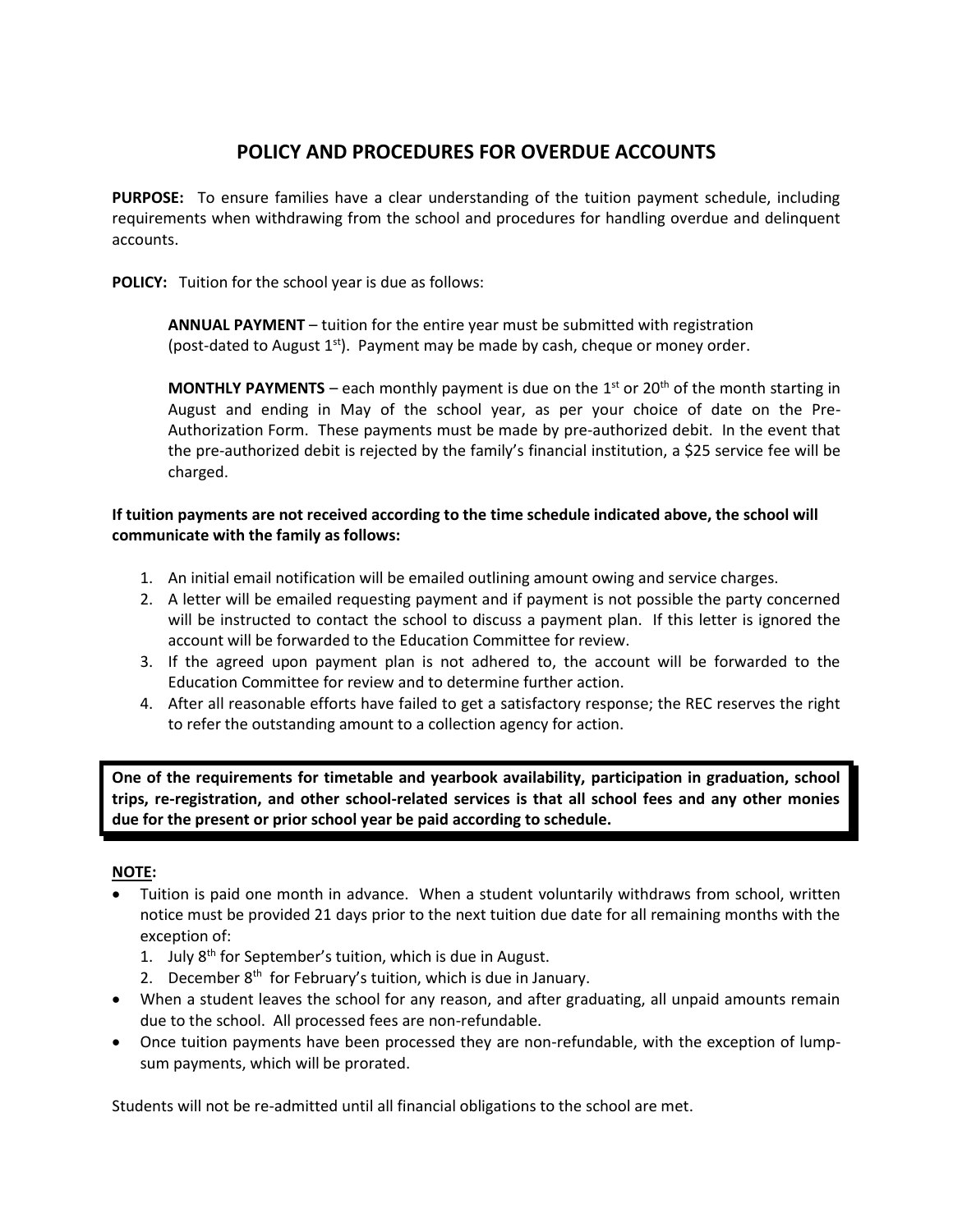# POLICY AND PROCEDURES FOR OVERDUE ACCOUNTS

**PURPOSE:** To ensure families have a clear understanding of the tuition payment schedule, including requirements when withdrawing from the school and procedures for handling overdue and delinquent accounts.

**POLICY:** Tuition for the school year is due as follows:

> **ANNUAL PAYMENT** – tuition for the entire year must be submitted with registration (post-dated to August 1st). Payment may be made by cash, cheque or money order.
>
> **MONTHLY PAYMENTS** – each monthly payment is due on the 1st or 20th of the month starting in August and ending in May of the school year, as per your choice of date on the Pre-Authorization Form. These payments must be made by pre-authorized debit. In the event that the pre-authorized debit is rejected by the family's financial institution, a $25 service fee will be charged.

**If tuition payments are not received according to the time schedule indicated above, the school will communicate with the family as follows:**

1. An initial email notification will be emailed outlining amount owing and service charges.
2. A letter will be emailed requesting payment and if payment is not possible the party concerned will be instructed to contact the school to discuss a payment plan. If this letter is ignored the account will be forwarded to the Education Committee for review.
3. If the agreed upon payment plan is not adhered to, the account will be forwarded to the Education Committee for review and to determine further action.
4. After all reasonable efforts have failed to get a satisfactory response; the REC reserves the right to refer the outstanding amount to a collection agency for action.

**One of the requirements for timetable and yearbook availability, participation in graduation, school trips, re-registration, and other school-related services is that all school fees and any other monies due for the present or prior school year be paid according to schedule.**

**NOTE:**

- Tuition is paid one month in advance. When a student voluntarily withdraws from school, written notice must be provided 21 days prior to the next tuition due date for all remaining months with the exception of:
  1. July 8th for September's tuition, which is due in August.
  2. December 8th for February's tuition, which is due in January.
- When a student leaves the school for any reason, and after graduating, all unpaid amounts remain due to the school. All processed fees are non-refundable.
- Once tuition payments have been processed they are non-refundable, with the exception of lump-sum payments, which will be prorated.

Students will not be re-admitted until all financial obligations to the school are met.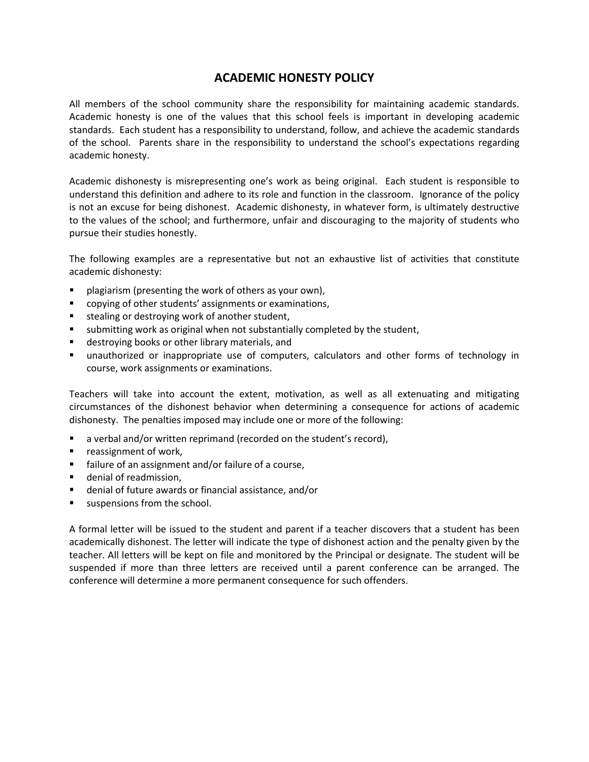# ACADEMIC HONESTY POLICY

All members of the school community share the responsibility for maintaining academic standards. Academic honesty is one of the values that this school feels is important in developing academic standards. Each student has a responsibility to understand, follow, and achieve the academic standards of the school. Parents share in the responsibility to understand the school's expectations regarding academic honesty.

Academic dishonesty is misrepresenting one's work as being original. Each student is responsible to understand this definition and adhere to its role and function in the classroom. Ignorance of the policy is not an excuse for being dishonest. Academic dishonesty, in whatever form, is ultimately destructive to the values of the school; and furthermore, unfair and discouraging to the majority of students who pursue their studies honestly.

The following examples are a representative but not an exhaustive list of activities that constitute academic dishonesty:

- plagiarism (presenting the work of others as your own),
- copying of other students' assignments or examinations,
- stealing or destroying work of another student,
- submitting work as original when not substantially completed by the student,
- destroying books or other library materials, and
- unauthorized or inappropriate use of computers, calculators and other forms of technology in course, work assignments or examinations.

Teachers will take into account the extent, motivation, as well as all extenuating and mitigating circumstances of the dishonest behavior when determining a consequence for actions of academic dishonesty. The penalties imposed may include one or more of the following:

- a verbal and/or written reprimand (recorded on the student's record),
- reassignment of work,
- failure of an assignment and/or failure of a course,
- denial of readmission,
- denial of future awards or financial assistance, and/or
- suspensions from the school.

A formal letter will be issued to the student and parent if a teacher discovers that a student has been academically dishonest. The letter will indicate the type of dishonest action and the penalty given by the teacher. All letters will be kept on file and monitored by the Principal or designate. The student will be suspended if more than three letters are received until a parent conference can be arranged. The conference will determine a more permanent consequence for such offenders.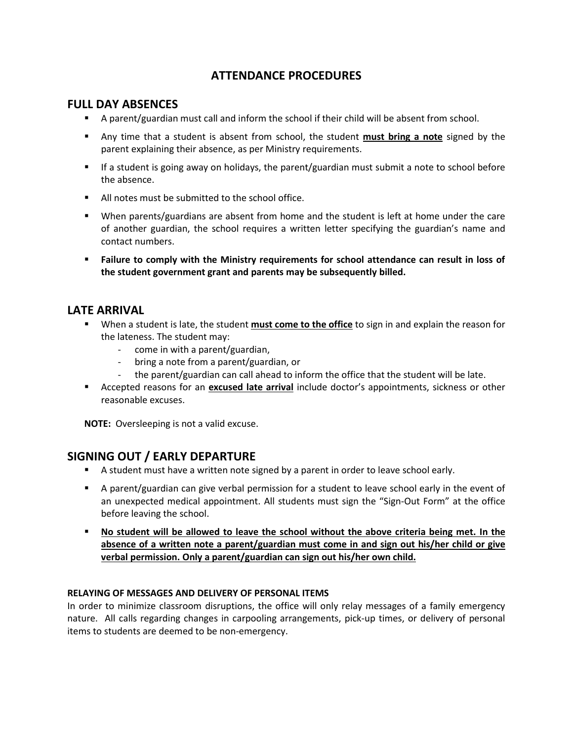# ATTENDANCE PROCEDURES

## FULL DAY ABSENCES

- A parent/guardian must call and inform the school if their child will be absent from school.
- Any time that a student is absent from school, the student <u>**must bring a note**</u> signed by the parent explaining their absence, as per Ministry requirements.
- If a student is going away on holidays, the parent/guardian must submit a note to school before the absence.
- All notes must be submitted to the school office.
- When parents/guardians are absent from home and the student is left at home under the care of another guardian, the school requires a written letter specifying the guardian's name and contact numbers.
- **Failure to comply with the Ministry requirements for school attendance can result in loss of the student government grant and parents may be subsequently billed.**

## LATE ARRIVAL

- When a student is late, the student <u>**must come to the office**</u> to sign in and explain the reason for the lateness. The student may:
  - come in with a parent/guardian,
  - bring a note from a parent/guardian, or
  - the parent/guardian can call ahead to inform the office that the student will be late.
- Accepted reasons for an <u>**excused late arrival**</u> include doctor's appointments, sickness or other reasonable excuses.

**NOTE:** Oversleeping is not a valid excuse.

## SIGNING OUT / EARLY DEPARTURE

- A student must have a written note signed by a parent in order to leave school early.
- A parent/guardian can give verbal permission for a student to leave school early in the event of an unexpected medical appointment. All students must sign the "Sign-Out Form" at the office before leaving the school.
- <u>**No student will be allowed to leave the school without the above criteria being met. In the absence of a written note a parent/guardian must come in and sign out his/her child or give verbal permission. Only a parent/guardian can sign out his/her own child.**</u>

#### RELAYING OF MESSAGES AND DELIVERY OF PERSONAL ITEMS

In order to minimize classroom disruptions, the office will only relay messages of a family emergency nature. All calls regarding changes in carpooling arrangements, pick-up times, or delivery of personal items to students are deemed to be non-emergency.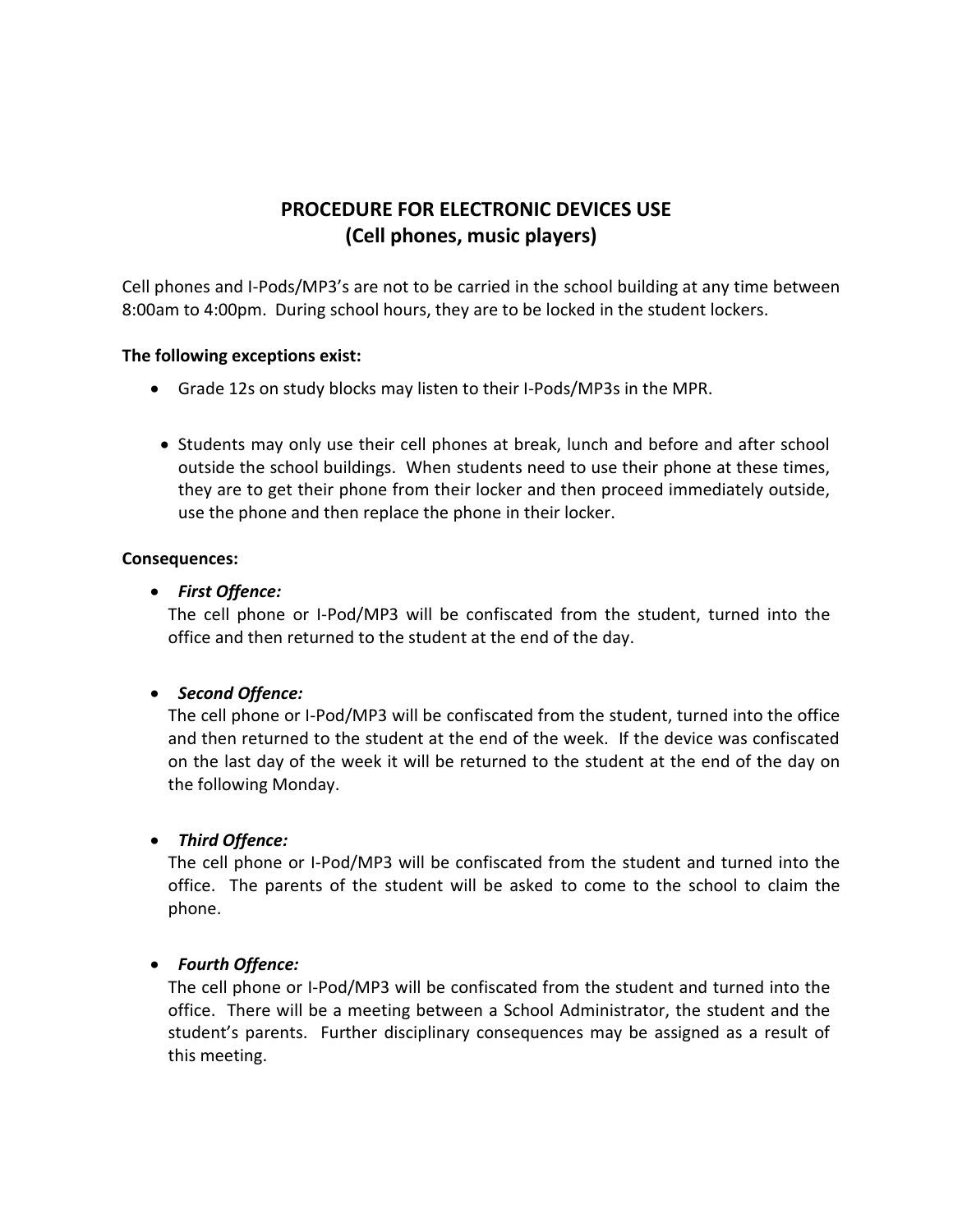## PROCEDURE FOR ELECTRONIC DEVICES USE
## (Cell phones, music players)

Cell phones and I-Pods/MP3's are not to be carried in the school building at any time between 8:00am to 4:00pm. During school hours, they are to be locked in the student lockers.

**The following exceptions exist:**

- Grade 12s on study blocks may listen to their I-Pods/MP3s in the MPR.
- Students may only use their cell phones at break, lunch and before and after school outside the school buildings. When students need to use their phone at these times, they are to get their phone from their locker and then proceed immediately outside, use the phone and then replace the phone in their locker.

**Consequences:**

- ***First Offence:***
  The cell phone or I-Pod/MP3 will be confiscated from the student, turned into the office and then returned to the student at the end of the day.

- ***Second Offence:***
  The cell phone or I-Pod/MP3 will be confiscated from the student, turned into the office and then returned to the student at the end of the week. If the device was confiscated on the last day of the week it will be returned to the student at the end of the day on the following Monday.

- ***Third Offence:***
  The cell phone or I-Pod/MP3 will be confiscated from the student and turned into the office. The parents of the student will be asked to come to the school to claim the phone.

- ***Fourth Offence:***
  The cell phone or I-Pod/MP3 will be confiscated from the student and turned into the office. There will be a meeting between a School Administrator, the student and the student's parents. Further disciplinary consequences may be assigned as a result of this meeting.